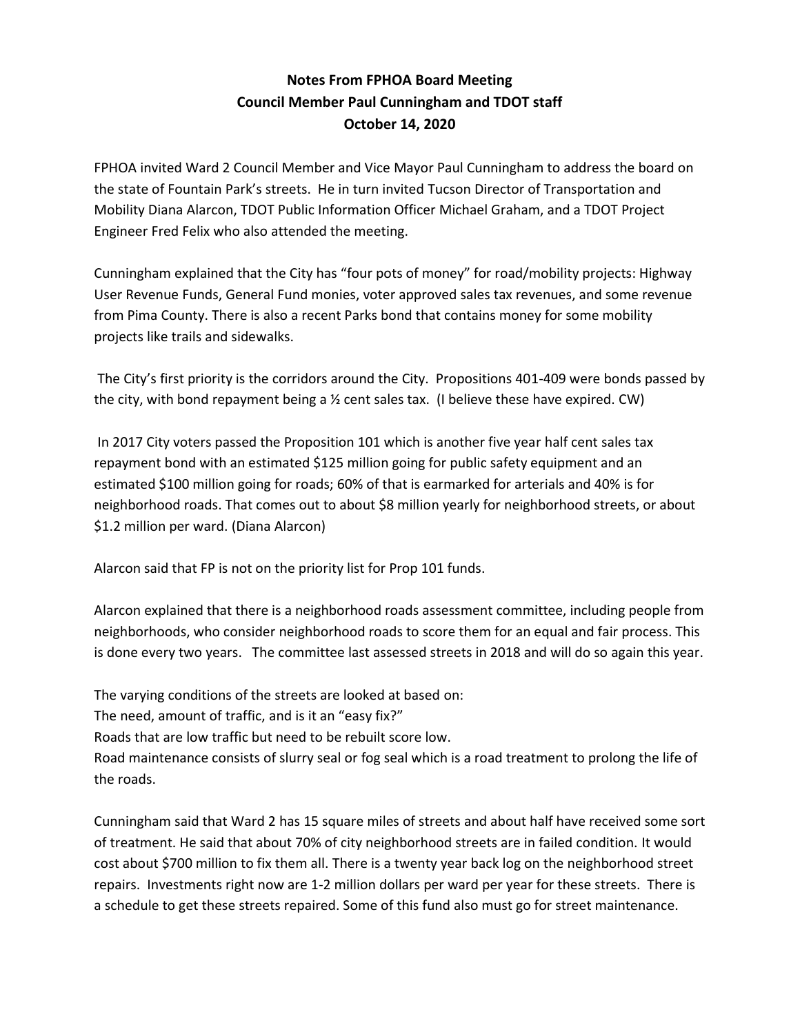# Notes From FPHOA Board Meeting
# Council Member Paul Cunningham and TDOT staff
# October 14, 2020

FPHOA invited Ward 2 Council Member and Vice Mayor Paul Cunningham to address the board on the state of Fountain Park's streets. He in turn invited Tucson Director of Transportation and Mobility Diana Alarcon, TDOT Public Information Officer Michael Graham, and a TDOT Project Engineer Fred Felix who also attended the meeting.

Cunningham explained that the City has "four pots of money" for road/mobility projects: Highway User Revenue Funds, General Fund monies, voter approved sales tax revenues, and some revenue from Pima County. There is also a recent Parks bond that contains money for some mobility projects like trails and sidewalks.

The City's first priority is the corridors around the City. Propositions 401-409 were bonds passed by the city, with bond repayment being a ½ cent sales tax. (I believe these have expired. CW)

In 2017 City voters passed the Proposition 101 which is another five year half cent sales tax repayment bond with an estimated $125 million going for public safety equipment and an estimated $100 million going for roads; 60% of that is earmarked for arterials and 40% is for neighborhood roads. That comes out to about $8 million yearly for neighborhood streets, or about $1.2 million per ward. (Diana Alarcon)

Alarcon said that FP is not on the priority list for Prop 101 funds.

Alarcon explained that there is a neighborhood roads assessment committee, including people from neighborhoods, who consider neighborhood roads to score them for an equal and fair process. This is done every two years. The committee last assessed streets in 2018 and will do so again this year.

The varying conditions of the streets are looked at based on:
The need, amount of traffic, and is it an "easy fix?"
Roads that are low traffic but need to be rebuilt score low.
Road maintenance consists of slurry seal or fog seal which is a road treatment to prolong the life of the roads.

Cunningham said that Ward 2 has 15 square miles of streets and about half have received some sort of treatment. He said that about 70% of city neighborhood streets are in failed condition. It would cost about $700 million to fix them all. There is a twenty year back log on the neighborhood street repairs. Investments right now are 1-2 million dollars per ward per year for these streets. There is a schedule to get these streets repaired. Some of this fund also must go for street maintenance.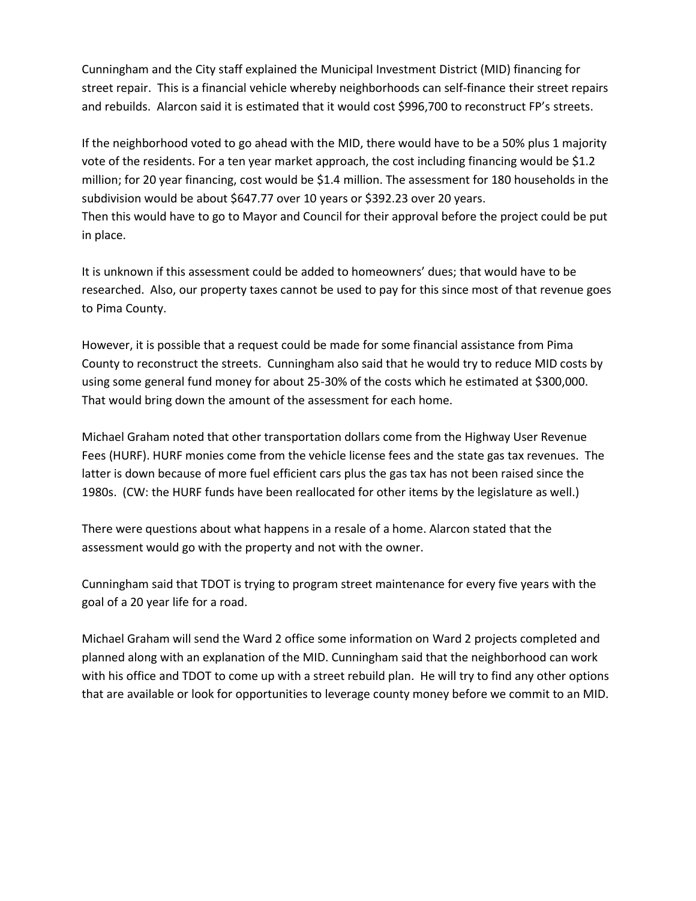Cunningham and the City staff explained the Municipal Investment District (MID) financing for street repair. This is a financial vehicle whereby neighborhoods can self-finance their street repairs and rebuilds. Alarcon said it is estimated that it would cost $996,700 to reconstruct FP's streets.

If the neighborhood voted to go ahead with the MID, there would have to be a 50% plus 1 majority vote of the residents. For a ten year market approach, the cost including financing would be $1.2 million; for 20 year financing, cost would be $1.4 million. The assessment for 180 households in the subdivision would be about $647.77 over 10 years or $392.23 over 20 years.
Then this would have to go to Mayor and Council for their approval before the project could be put in place.

It is unknown if this assessment could be added to homeowners' dues; that would have to be researched. Also, our property taxes cannot be used to pay for this since most of that revenue goes to Pima County.

However, it is possible that a request could be made for some financial assistance from Pima County to reconstruct the streets. Cunningham also said that he would try to reduce MID costs by using some general fund money for about 25-30% of the costs which he estimated at $300,000. That would bring down the amount of the assessment for each home.

Michael Graham noted that other transportation dollars come from the Highway User Revenue Fees (HURF). HURF monies come from the vehicle license fees and the state gas tax revenues. The latter is down because of more fuel efficient cars plus the gas tax has not been raised since the 1980s. (CW: the HURF funds have been reallocated for other items by the legislature as well.)

There were questions about what happens in a resale of a home. Alarcon stated that the assessment would go with the property and not with the owner.

Cunningham said that TDOT is trying to program street maintenance for every five years with the goal of a 20 year life for a road.

Michael Graham will send the Ward 2 office some information on Ward 2 projects completed and planned along with an explanation of the MID. Cunningham said that the neighborhood can work with his office and TDOT to come up with a street rebuild plan. He will try to find any other options that are available or look for opportunities to leverage county money before we commit to an MID.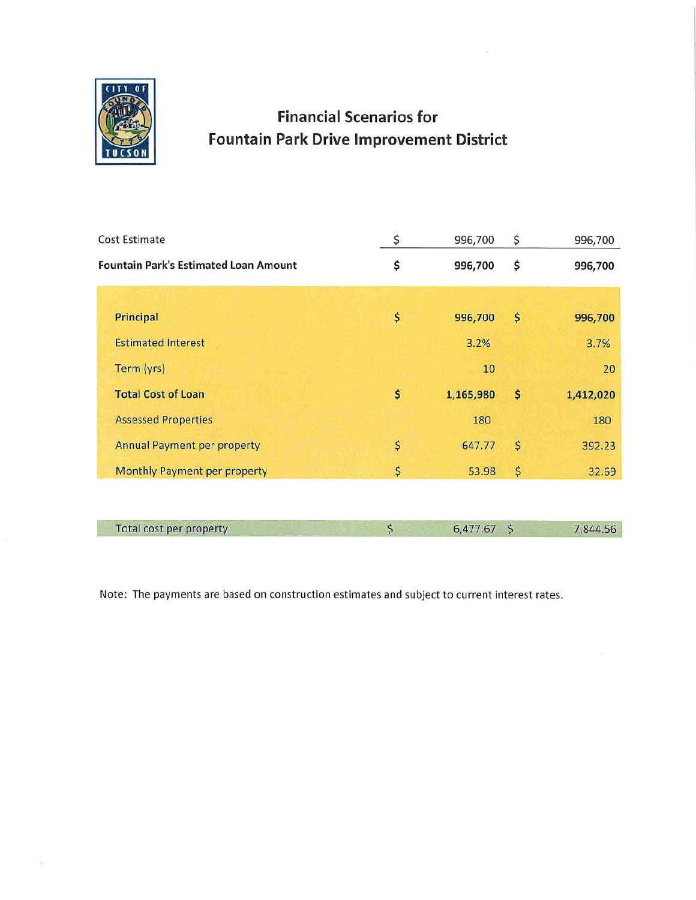# Financial Scenarios for Fountain Park Drive Improvement District

| | | |
|---|---|---|
| Cost Estimate | $ 996,700 | $ 996,700 |
| **Fountain Park's Estimated Loan Amount** | **$ 996,700** | **$ 996,700** |
| **Principal** | **$ 996,700** | **$ 996,700** |
| Estimated Interest | 3.2% | 3.7% |
| Term (yrs) | 10 | 20 |
| **Total Cost of Loan** | **$ 1,165,980** | **$ 1,412,020** |
| Assessed Properties | 180 | 180 |
| Annual Payment per property | $ 647.77 | $ 392.23 |
| Monthly Payment per property | $ 53.98 | $ 32.69 |
| Total cost per property | $ 6,477.67 | $ 7,844.56 |

Note: The payments are based on construction estimates and subject to current interest rates.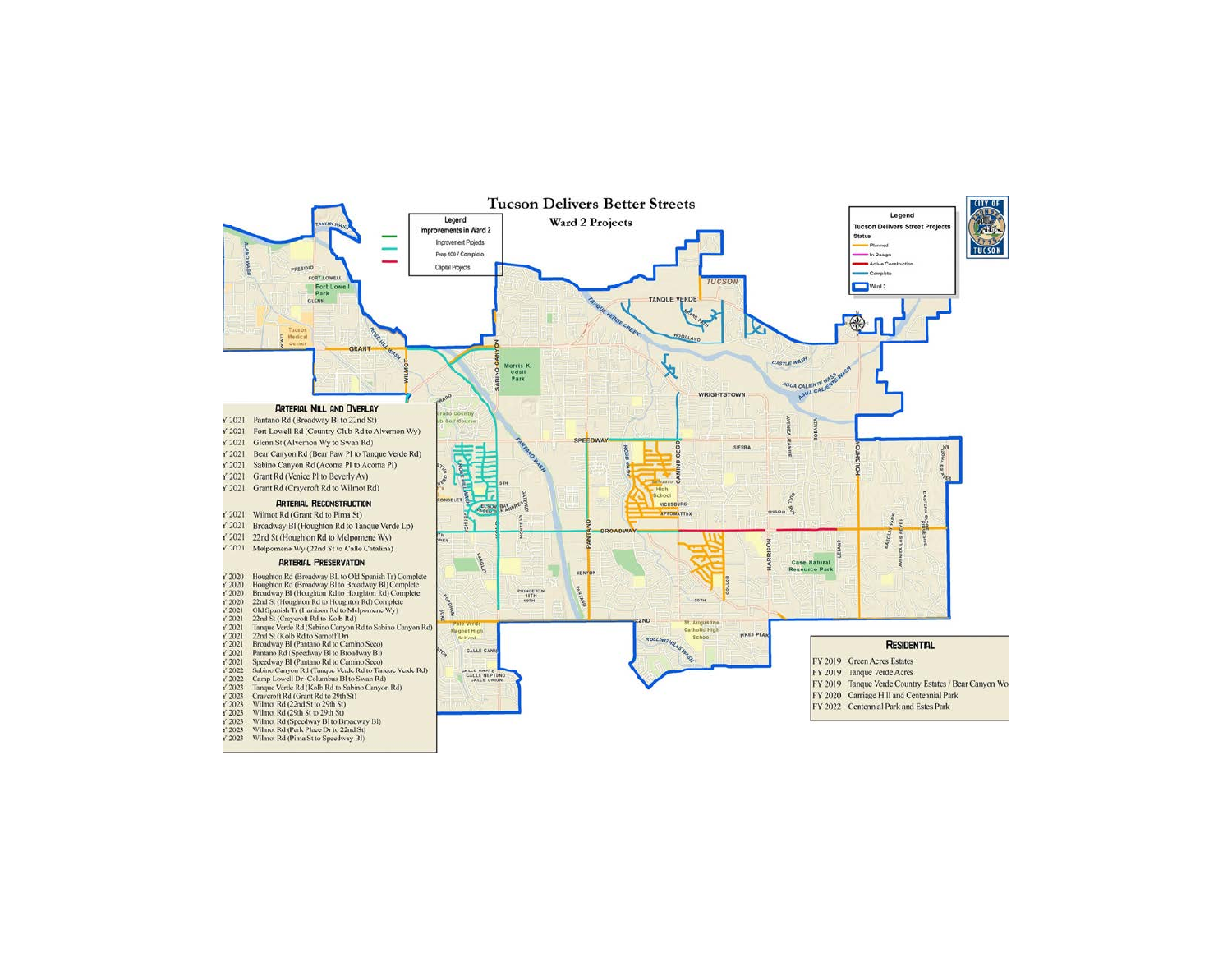# Tucson Delivers Better Streets

## Ward 2 Projects

**Legend**
**Improvements in Ward 2**
Improvement Projects
Prop 409 / Complete
Capital Projects

**Legend**
**Tucson Delivers Street Projects**
**Status**
Planned
In Design
Active Construction
Complete
Ward 2

### Arterial Mill and Overlay

- FY 2021 Pantano Rd (Broadway Bl to 22nd St)
- FY 2021 Fort Lowell Rd (Country Club Rd to Alvernon Wy)
- FY 2021 Glenn St (Alvernon Wy to Swan Rd)
- FY 2021 Bear Canyon Rd (Bear Paw Pl to Tanque Verde Rd)
- FY 2021 Sabino Canyon Rd (Acoma Pl to Acoma Pl)
- FY 2021 Grant Rd (Venice Pl to Beverly Av)
- FY 2021 Grant Rd (Craycroft Rd to Wilmot Rd)

### Arterial Reconstruction

- FY 2021 Wilmot Rd (Grant Rd to Pima St)
- FY 2021 Broadway Bl (Houghton Rd to Tanque Verde Lp)
- FY 2021 22nd St (Houghton Rd to Melpomene Wy)
- FY 2021 Melpomene Wy (22nd St to Calle Catalina)

### Arterial Preservation

- FY 2020 Houghton Rd (Broadway Bl to Old Spanish Tr) Complete
- FY 2020 Houghton Rd (Broadway Bl to Broadway Bl) Complete
- FY 2020 Broadway Bl (Houghton Rd to Houghton Rd) Complete
- FY 2020 22nd St (Houghton Rd to Houghton Rd) Complete
- FY 2021 Old Spanish Tr (Harrison Rd to Melpomene Wy)
- FY 2021 22nd St (Craycroft Rd to Kolb Rd)
- FY 2021 Tanque Verde Rd (Sabino Canyon Rd to Sabino Canyon Rd)
- FY 2021 22nd St (Kolb Rd to Sarnoff Dr)
- FY 2021 Broadway Bl (Pantano Rd to Camino Seco)
- FY 2021 Pantano Rd (Speedway Bl to Broadway Bl)
- FY 2021 Speedway Bl (Pantano Rd to Camino Seco)
- FY 2022 Sabino Canyon Rd (Tanque Verde Rd to Tanque Verde Rd)
- FY 2022 Camp Lowell Dr (Columbus Bl to Swan Rd)
- FY 2023 Tanque Verde Rd (Kolb Rd to Sabino Canyon Rd)
- FY 2023 Craycroft Rd (Grant Rd to 29th St)
- FY 2023 Wilmot Rd (22nd St to 29th St)
- FY 2023 Wilmot Rd (29th St to 29th St)
- FY 2023 Wilmot Rd (Speedway Bl to Broadway Bl)
- FY 2023 Wilmot Rd (Park Place Dr to 22nd St)
- FY 2023 Wilmot Rd (Pima St to Speedway Bl)

### Residential

- FY 2019 Green Acres Estates
- FY 2019 Tanque Verde Acres
- FY 2019 Tanque Verde Country Estates / Bear Canyon Wo
- FY 2020 Carriage Hill and Centennial Park
- FY 2022 Centennial Park and Estes Park